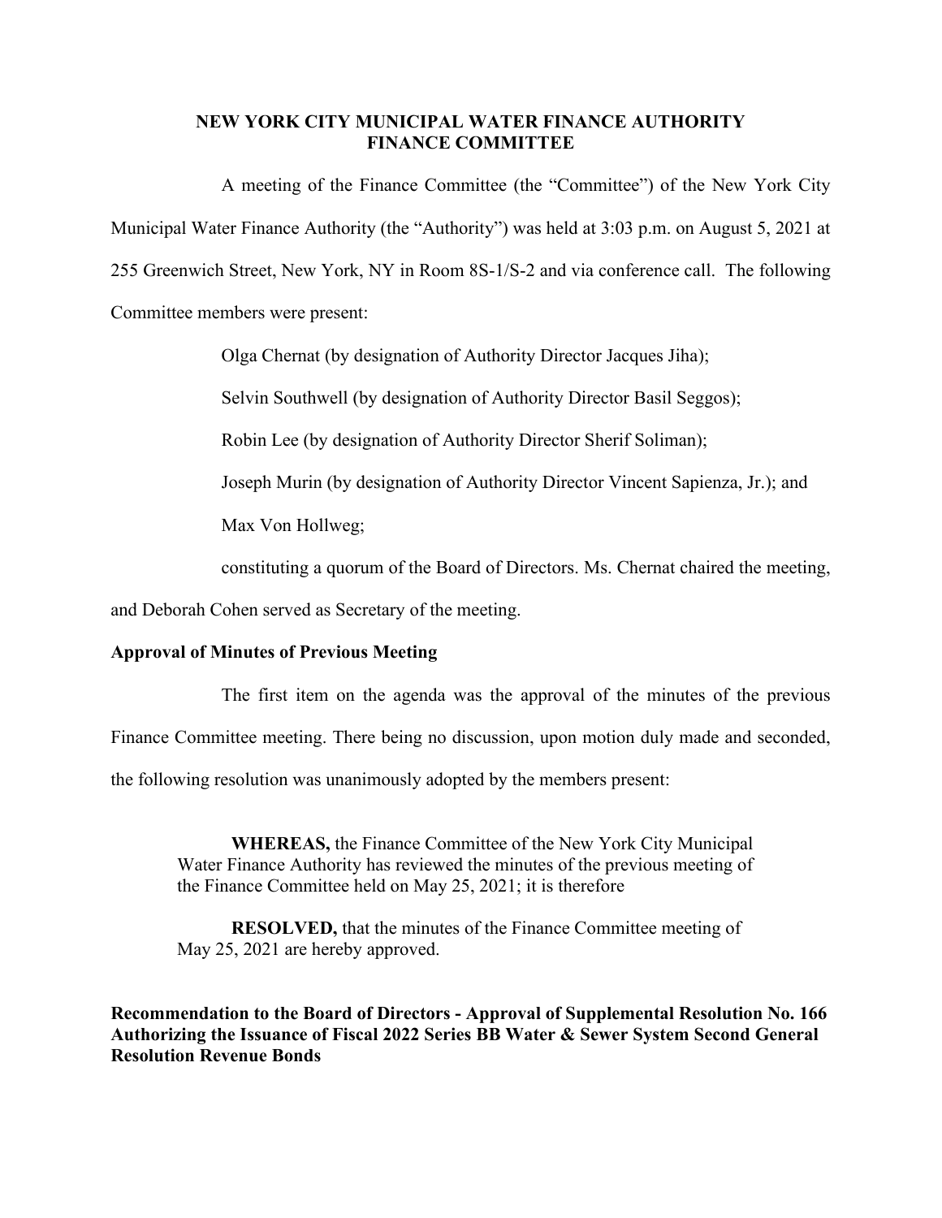**NEW YORK CITY MUNICIPAL WATER FINANCE AUTHORITY**
**FINANCE COMMITTEE**

A meeting of the Finance Committee (the "Committee") of the New York City Municipal Water Finance Authority (the "Authority") was held at 3:03 p.m. on August 5, 2021 at 255 Greenwich Street, New York, NY in Room 8S-1/S-2 and via conference call. The following Committee members were present:

Olga Chernat (by designation of Authority Director Jacques Jiha);

Selvin Southwell (by designation of Authority Director Basil Seggos);

Robin Lee (by designation of Authority Director Sherif Soliman);

Joseph Murin (by designation of Authority Director Vincent Sapienza, Jr.); and

Max Von Hollweg;

constituting a quorum of the Board of Directors. Ms. Chernat chaired the meeting, and Deborah Cohen served as Secretary of the meeting.

**Approval of Minutes of Previous Meeting**

The first item on the agenda was the approval of the minutes of the previous Finance Committee meeting. There being no discussion, upon motion duly made and seconded, the following resolution was unanimously adopted by the members present:

> **WHEREAS,** the Finance Committee of the New York City Municipal Water Finance Authority has reviewed the minutes of the previous meeting of the Finance Committee held on May 25, 2021; it is therefore
>
> **RESOLVED,** that the minutes of the Finance Committee meeting of May 25, 2021 are hereby approved.

**Recommendation to the Board of Directors - Approval of Supplemental Resolution No. 166 Authorizing the Issuance of Fiscal 2022 Series BB Water & Sewer System Second General Resolution Revenue Bonds**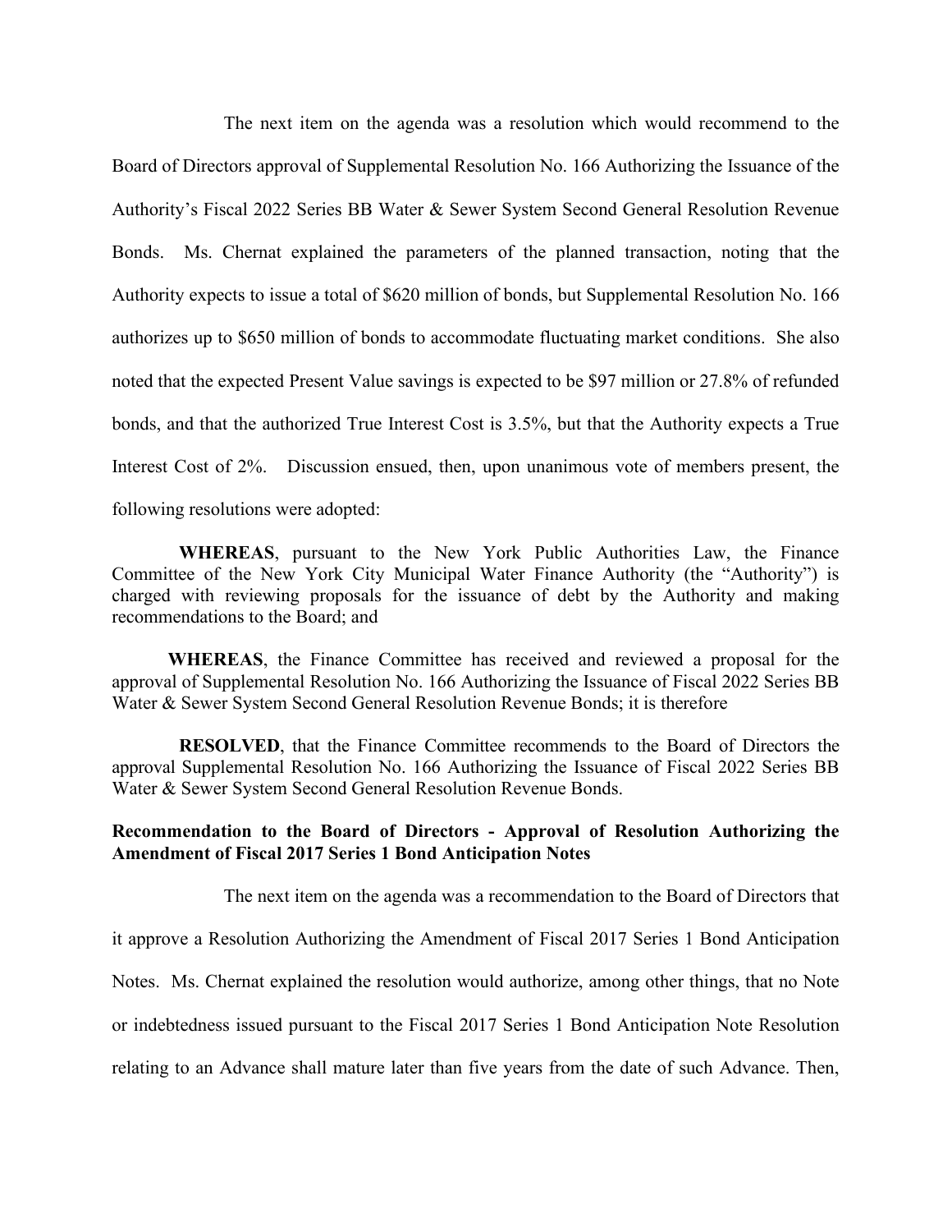The next item on the agenda was a resolution which would recommend to the Board of Directors approval of Supplemental Resolution No. 166 Authorizing the Issuance of the Authority's Fiscal 2022 Series BB Water & Sewer System Second General Resolution Revenue Bonds. Ms. Chernat explained the parameters of the planned transaction, noting that the Authority expects to issue a total of $620 million of bonds, but Supplemental Resolution No. 166 authorizes up to $650 million of bonds to accommodate fluctuating market conditions. She also noted that the expected Present Value savings is expected to be $97 million or 27.8% of refunded bonds, and that the authorized True Interest Cost is 3.5%, but that the Authority expects a True Interest Cost of 2%. Discussion ensued, then, upon unanimous vote of members present, the following resolutions were adopted:

**WHEREAS**, pursuant to the New York Public Authorities Law, the Finance Committee of the New York City Municipal Water Finance Authority (the "Authority") is charged with reviewing proposals for the issuance of debt by the Authority and making recommendations to the Board; and

**WHEREAS**, the Finance Committee has received and reviewed a proposal for the approval of Supplemental Resolution No. 166 Authorizing the Issuance of Fiscal 2022 Series BB Water & Sewer System Second General Resolution Revenue Bonds; it is therefore

**RESOLVED**, that the Finance Committee recommends to the Board of Directors the approval Supplemental Resolution No. 166 Authorizing the Issuance of Fiscal 2022 Series BB Water & Sewer System Second General Resolution Revenue Bonds.

**Recommendation to the Board of Directors - Approval of Resolution Authorizing the Amendment of Fiscal 2017 Series 1 Bond Anticipation Notes**

The next item on the agenda was a recommendation to the Board of Directors that it approve a Resolution Authorizing the Amendment of Fiscal 2017 Series 1 Bond Anticipation Notes. Ms. Chernat explained the resolution would authorize, among other things, that no Note or indebtedness issued pursuant to the Fiscal 2017 Series 1 Bond Anticipation Note Resolution relating to an Advance shall mature later than five years from the date of such Advance. Then,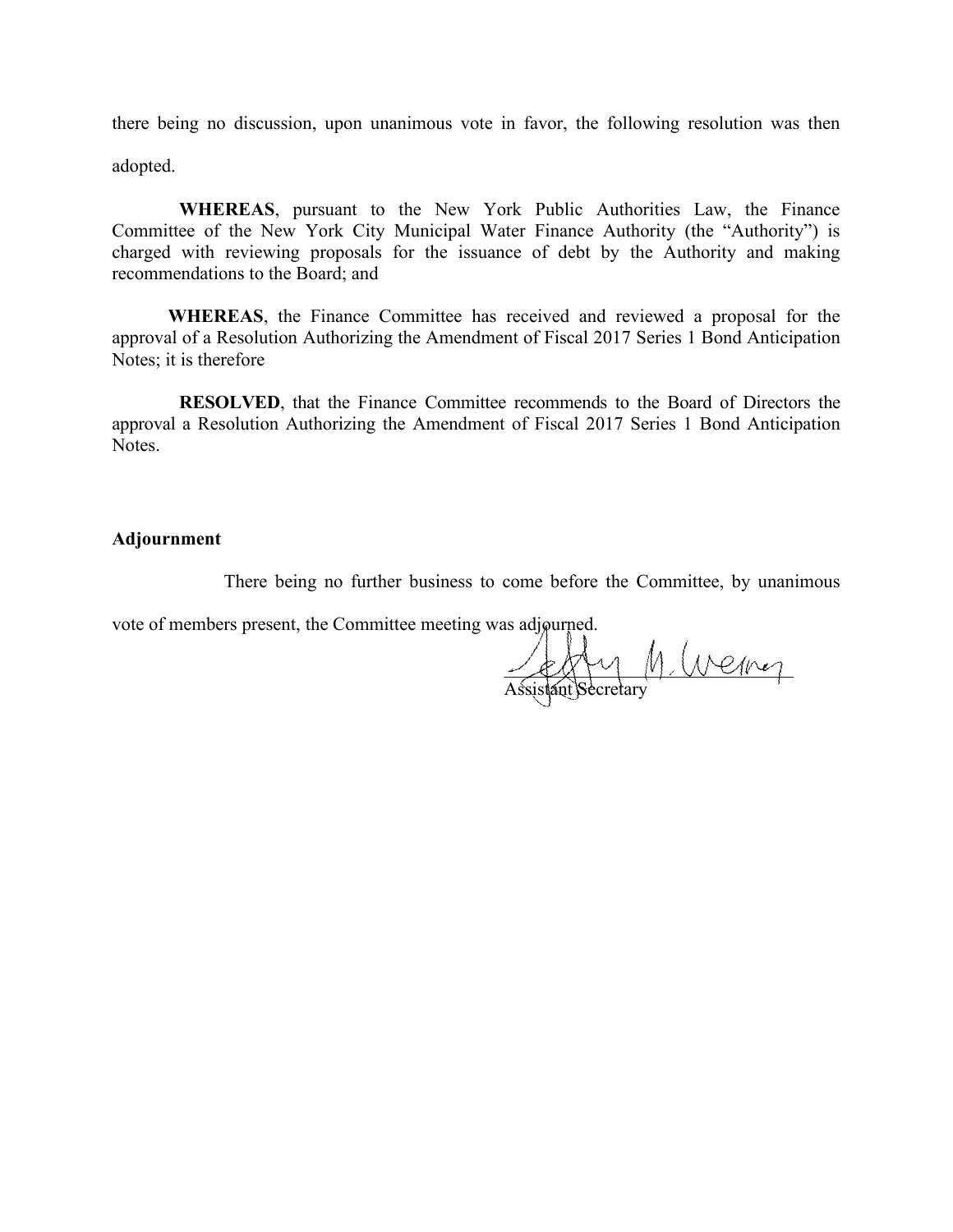there being no discussion, upon unanimous vote in favor, the following resolution was then adopted.

**WHEREAS**, pursuant to the New York Public Authorities Law, the Finance Committee of the New York City Municipal Water Finance Authority (the "Authority") is charged with reviewing proposals for the issuance of debt by the Authority and making recommendations to the Board; and

**WHEREAS**, the Finance Committee has received and reviewed a proposal for the approval of a Resolution Authorizing the Amendment of Fiscal 2017 Series 1 Bond Anticipation Notes; it is therefore

**RESOLVED**, that the Finance Committee recommends to the Board of Directors the approval a Resolution Authorizing the Amendment of Fiscal 2017 Series 1 Bond Anticipation Notes.

**Adjournment**

There being no further business to come before the Committee, by unanimous vote of members present, the Committee meeting was adjourned.

Assistant Secretary